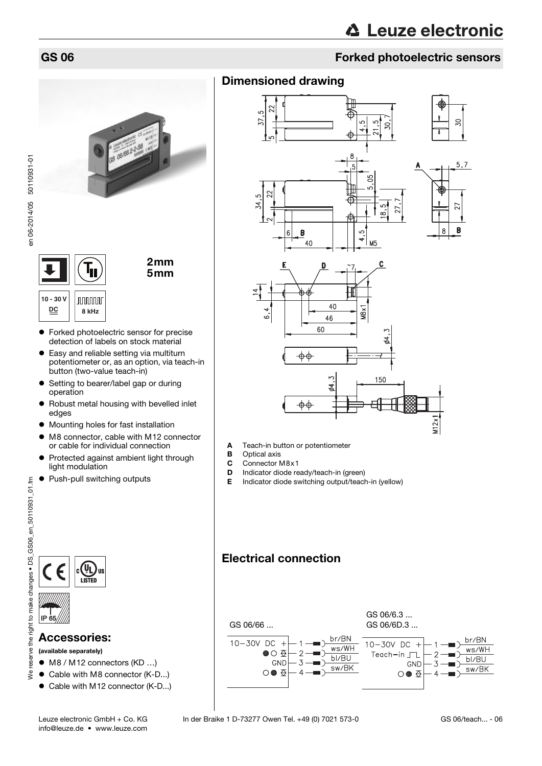# GS 06

## Forked photoelectric sensors

2mm
5mm

10 - 30 V DC

8 kHz

- Forked photoelectric sensor for precise detection of labels on stock material
- Easy and reliable setting via multiturn potentiometer or, as an option, via teach-in button (two-value teach-in)
- Setting to bearer/label gap or during operation
- Robust metal housing with bevelled inlet edges
- Mounting holes for fast installation
- M8 connector, cable with M12 connector or cable for individual connection
- Protected against ambient light through light modulation
- Push-pull switching outputs

IP 65

## Accessories:

**(available separately)**

- M8 / M12 connectors (KD …)
- Cable with M8 connector (K-D...)
- Cable with M12 connector (K-D...)

## Dimensioned drawing

- **A** Teach-in button or potentiometer
- **B** Optical axis
- **C** Connector M8x1
- **D** Indicator diode ready/teach-in (green)
- **E** Indicator diode switching output/teach-in (yellow)

## Electrical connection

GS 06/66 ...

| | Pin | Color |
|---|---|---|
| 10-30V DC + | 1 | br/BN |
| ●○ | 2 | ws/WH |
| GND | 3 | bl/BU |
| ○● | 4 | sw/BK |

GS 06/6.3 ...
GS 06/6D.3 ...

| | Pin | Color |
|---|---|---|
| 10-30V DC + | 1 | br/BN |
| Teach-in | 2 | ws/WH |
| GND | 3 | bl/BU |
| ○● | 4 | sw/BK |

Leuze electronic GmbH + Co. KG In der Braike 1 D-73277 Owen Tel. +49 (0) 7021 573-0
info@leuze.de • www.leuze.com

GS 06/teach... - 06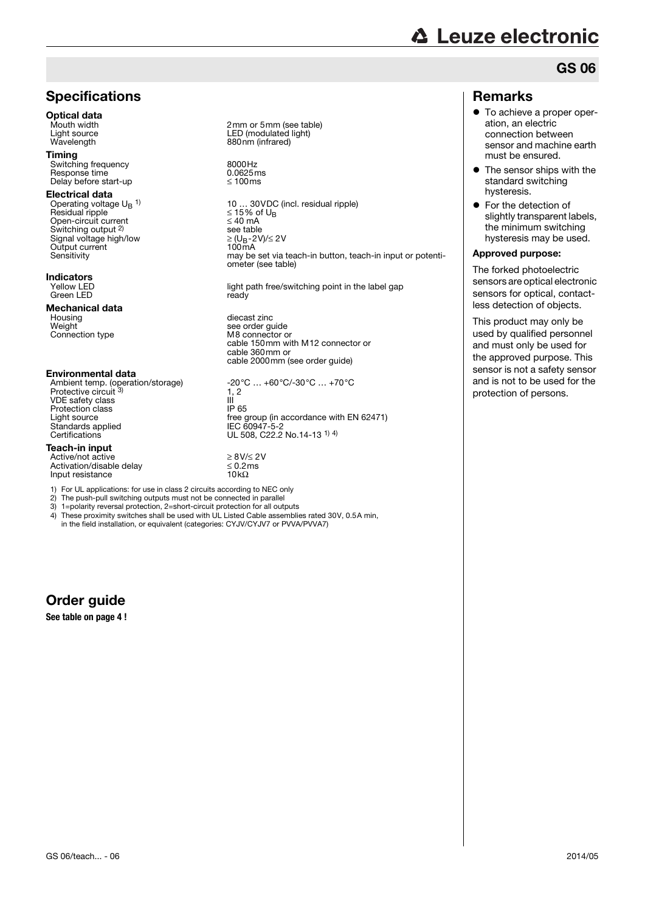## GS 06

## Specifications

**Optical data**

| | |
|---|---|
| Mouth width | 2mm or 5mm (see table) |
| Light source | LED (modulated light) |
| Wavelength | 880nm (infrared) |

**Timing**

| | |
|---|---|
| Switching frequency | 8000Hz |
| Response time | 0.0625ms |
| Delay before start-up | ≤ 100ms |

**Electrical data**

| | |
|---|---|
| Operating voltage $U_B$ [1] | 10 … 30VDC (incl. residual ripple) |
| Residual ripple | ≤ 15% of $U_B$ |
| Open-circuit current | ≤ 40 mA |
| Switching output [2] | see table |
| Signal voltage high/low | ≥ ($U_B$-2V)/≤ 2V |
| Output current | 100mA |
| Sensitivity | may be set via teach-in button, teach-in input or potentiometer (see table) |

**Indicators**

| | |
|---|---|
| Yellow LED | light path free/switching point in the label gap |
| Green LED | ready |

**Mechanical data**

| | |
|---|---|
| Housing | diecast zinc |
| Weight | see order guide |
| Connection type | M8 connector or cable 150mm with M12 connector or cable 360mm or cable 2000mm (see order guide) |

**Environmental data**

| | |
|---|---|
| Ambient temp. (operation/storage) | -20°C … +60°C/-30°C … +70°C |
| Protective circuit [3] | 1, 2 |
| VDE safety class | III |
| Protection class | IP 65 |
| Light source | free group (in accordance with EN 62471) |
| Standards applied | IEC 60947-5-2 |
| Certifications | UL 508, C22.2 No.14-13 [1) 4)] |

**Teach-in input**

| | |
|---|---|
| Active/not active | ≥ 8V/≤ 2V |
| Activation/disable delay | ≤ 0.2ms |
| Input resistance | 10kΩ |

1) For UL applications: for use in class 2 circuits according to NEC only
2) The push-pull switching outputs must not be connected in parallel
3) 1=polarity reversal protection, 2=short-circuit protection for all outputs
4) These proximity switches shall be used with UL Listed Cable assemblies rated 30V, 0.5A min, in the field installation, or equivalent (categories: CYJV/CYJV7 or PVVA/PVVA7)

## Order guide

**See table on page 4 !**

## Remarks

- To achieve a proper operation, an electric connection between sensor and machine earth must be ensured.
- The sensor ships with the standard switching hysteresis.
- For the detection of slightly transparent labels, the minimum switching hysteresis may be used.

**Approved purpose:**

The forked photoelectric sensors are optical electronic sensors for optical, contactless detection of objects.

This product may only be used by qualified personnel and must only be used for the approved purpose. This sensor is not a safety sensor and is not to be used for the protection of persons.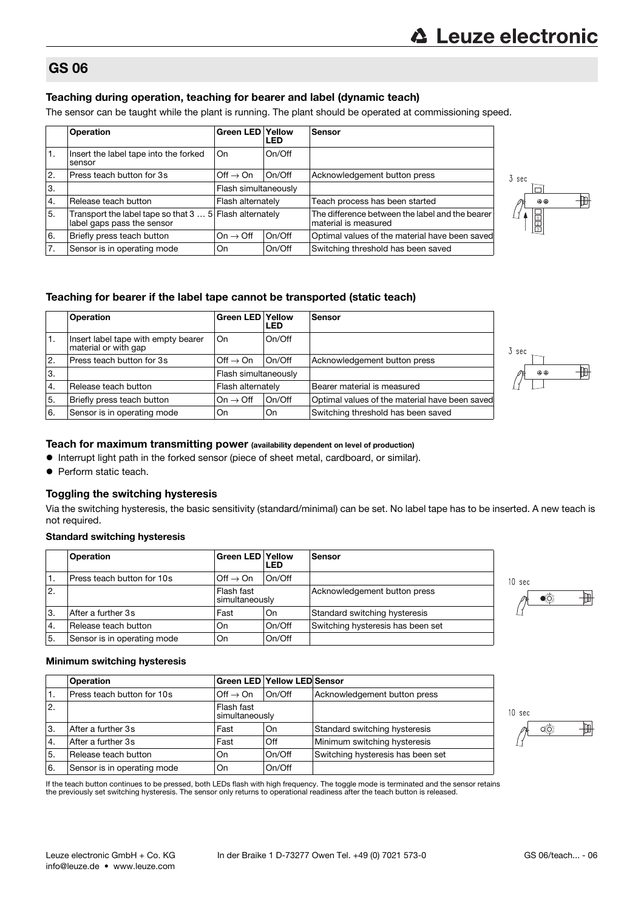## GS 06

### Teaching during operation, teaching for bearer and label (dynamic teach)

The sensor can be taught while the plant is running. The plant should be operated at commissioning speed.

| | Operation | Green LED | Yellow LED | Sensor |
|---|---|---|---|---|
| 1. | Insert the label tape into the forked sensor | On | On/Off | |
| 2. | Press teach button for 3s | Off → On | On/Off | Acknowledgement button press |
| 3. | | Flash simultaneously | | |
| 4. | Release teach button | Flash alternately | | Teach process has been started |
| 5. | Transport the label tape so that 3 … 5 label gaps pass the sensor | Flash alternately | | The difference between the label and the bearer material is measured |
| 6. | Briefly press teach button | On → Off | On/Off | Optimal values of the material have been saved |
| 7. | Sensor is in operating mode | On | On/Off | Switching threshold has been saved |

3 sec

### Teaching for bearer if the label tape cannot be transported (static teach)

| | Operation | Green LED | Yellow LED | Sensor |
|---|---|---|---|---|
| 1. | Insert label tape with empty bearer material or with gap | On | On/Off | |
| 2. | Press teach button for 3s | Off → On | On/Off | Acknowledgement button press |
| 3. | | Flash simultaneously | | |
| 4. | Release teach button | Flash alternately | | Bearer material is measured |
| 5. | Briefly press teach button | On → Off | On/Off | Optimal values of the material have been saved |
| 6. | Sensor is in operating mode | On | On | Switching threshold has been saved |

3 sec

### Teach for maximum transmitting power (availability dependent on level of production)

- Interrupt light path in the forked sensor (piece of sheet metal, cardboard, or similar).
- Perform static teach.

### Toggling the switching hysteresis

Via the switching hysteresis, the basic sensitivity (standard/minimal) can be set. No label tape has to be inserted. A new teach is not required.

#### Standard switching hysteresis

| | Operation | Green LED | Yellow LED | Sensor |
|---|---|---|---|---|
| 1. | Press teach button for 10s | Off → On | On/Off | |
| 2. | | Flash fast simultaneously | | Acknowledgement button press |
| 3. | After a further 3s | Fast | On | Standard switching hysteresis |
| 4. | Release teach button | On | On/Off | Switching hysteresis has been set |
| 5. | Sensor is in operating mode | On | On/Off | |

10 sec

#### Minimum switching hysteresis

| | Operation | Green LED | Yellow LED | Sensor |
|---|---|---|---|---|
| 1. | Press teach button for 10s | Off → On | On/Off | Acknowledgement button press |
| 2. | | Flash fast simultaneously | | |
| 3. | After a further 3s | Fast | On | Standard switching hysteresis |
| 4. | After a further 3s | Fast | Off | Minimum switching hysteresis |
| 5. | Release teach button | On | On/Off | Switching hysteresis has been set |
| 6. | Sensor is in operating mode | On | On/Off | |

10 sec

If the teach button continues to be pressed, both LEDs flash with high frequency. The toggle mode is terminated and the sensor retains the previously set switching hysteresis. The sensor only returns to operational readiness after the teach button is released.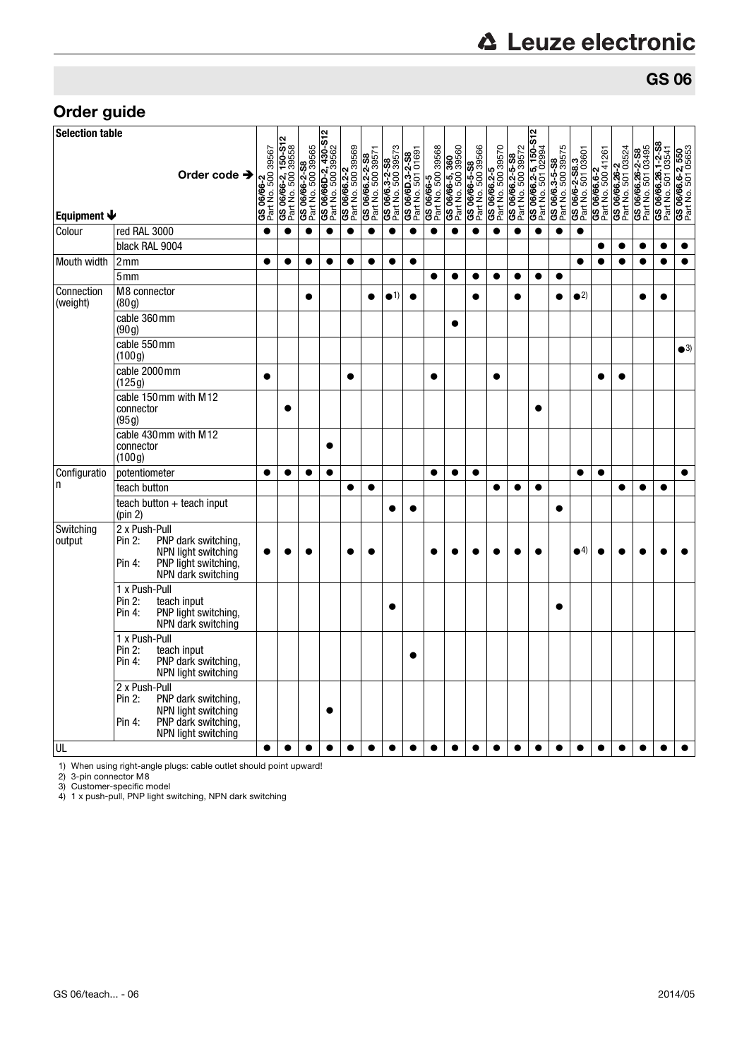## Order guide

| Selection table<br>Equipment ↓ | Order code → | GS 06/66-2<br>Part No. 500 39567 | GS 06/66-2, 150-S12<br>Part No. 500 39558 | GS 06/66-2-S8<br>Part No. 500 39565 | GS 06/66D-2, 430-S12<br>Part No. 500 39562 | GS 06/66.2-2<br>Part No. 500 39569 | GS 06/66.2-2-S8<br>Part No. 500 39571 | GS 06/6.3-2-S8<br>Part No. 500 39573 | GS 06/6D.3-2-S8<br>Part No. 501 01691 | GS 06/66-5<br>Part No. 500 39568 | GS 06/66-5, 360<br>Part No. 500 39560 | GS 06/66-5-S8<br>Part No. 500 39566 | GS 06/66.2-5<br>Part No. 500 39570 | GS 06/66.2-5-S8<br>Part No. 500 39572 | GS 06/66.2-5, 150-S12<br>Part No. 501 02994 | GS 06/6.3-5-S8<br>Part No. 500 39575 | GS 06/6-2-S8.3<br>Part No. 501 03601 | GS 06/66.6-2<br>Part No. 500 41261 | GS 06/66.26-2<br>Part No. 501 03524 | GS 06/66.26-2-S8<br>Part No. 501 03495 | GS 06/66.26.1-2-S8<br>Part No. 501 03541 | GS 06/66.6-2, 550<br>Part No. 501 05653 |
|---|---|---|---|---|---|---|---|---|---|---|---|---|---|---|---|---|---|---|---|---|---|---|
| Colour | red RAL 3000 | ● | ● | ● | ● | ● | ● | ● | ● | ● | ● | ● | ● | ● | ● | ● | ● | | | | | |
| | black RAL 9004 | | | | | | | | | | | | | | | | | ● | ● | ● | ● | ● |
| Mouth width | 2mm | ● | ● | ● | ● | ● | ● | ● | ● | | | | | | | | ● | ● | ● | ● | ● | ● |
| | 5mm | | | | | | | | | ● | ● | ● | ● | ● | ● | ● | | | | | | |
| Connection (weight) | M8 connector (80g) | | | ● | | | ● | ●[1] | ● | | | ● | | ● | | ● | ●[2] | | | ● | ● | |
| | cable 360mm (90g) | | | | | | | | | | ● | | | | | | | | | | | |
| | cable 550mm (100g) | | | | | | | | | | | | | | | | | | | | | ●[3] |
| | cable 2000mm (125g) | ● | | | | ● | | | | ● | | | ● | | | | | ● | ● | | | |
| | cable 150mm with M12 connector (95g) | | ● | | | | | | | | | | | | ● | | | | | | | |
| | cable 430mm with M12 connector (100g) | | | | ● | | | | | | | | | | | | | | | | | |
| Configuration | potentiometer | ● | ● | ● | ● | | | | | ● | ● | ● | | | | | ● | ● | | | | ● |
| | teach button | | | | | ● | ● | | | | | | ● | ● | ● | | | | ● | ● | ● | |
| | teach button + teach input (pin 2) | | | | | | | ● | ● | | | | | | | ● | | | | | | |
| Switching output | 2 x Push-Pull<br>Pin 2: PNP dark switching, NPN light switching<br>Pin 4: PNP light switching, NPN dark switching | ● | ● | ● | | ● | ● | | | ● | ● | ● | ● | ● | ● | | ●[4] | ● | ● | ● | ● | ● |
| | 1 x Push-Pull<br>Pin 2: teach input<br>Pin 4: PNP light switching, NPN dark switching | | | | | | | ● | | | | | | | | ● | | | | | | |
| | 1 x Push-Pull<br>Pin 2: teach input<br>Pin 4: PNP dark switching, NPN light switching | | | | | | | | ● | | | | | | | | | | | | | |
| | 2 x Push-Pull<br>Pin 2: PNP dark switching, NPN light switching<br>Pin 4: PNP dark switching, NPN light switching | | | | ● | | | | | | | | | | | | | | | | | |
| UL | | ● | ● | ● | ● | ● | ● | ● | ● | ● | ● | ● | ● | ● | ● | ● | ● | ● | ● | ● | ● | ● |

1) When using right-angle plugs: cable outlet should point upward!
2) 3-pin connector M8
3) Customer-specific model
4) 1 x push-pull, PNP light switching, NPN dark switching